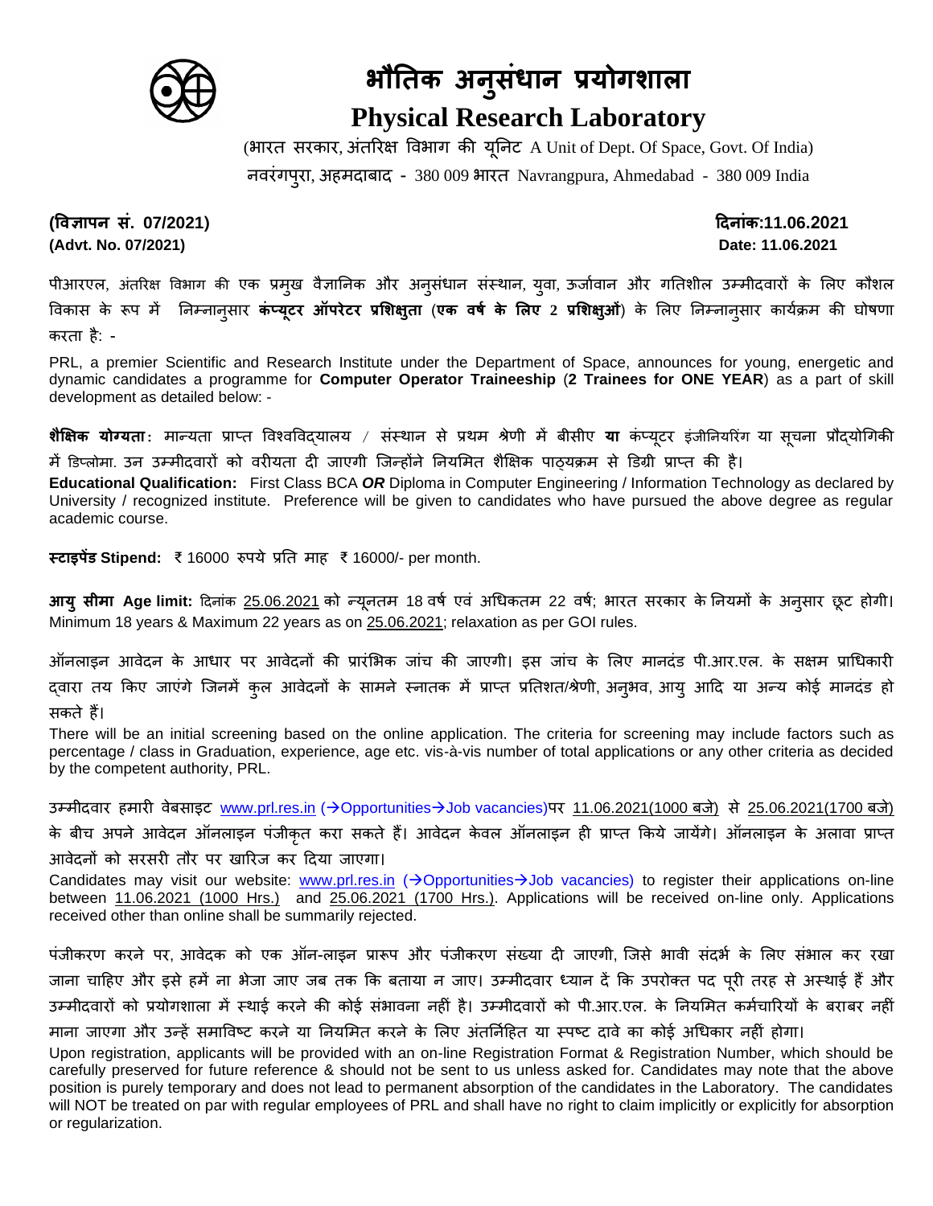# भौतिक अनुसंधान प्रयोगशाला

# Physical Research Laboratory

(भारत सरकार, अंतरिक्ष विभाग की यूनिट A Unit of Dept. Of Space, Govt. Of India)

नवरंगपुरा, अहमदाबाद - 380 009 भारत Navrangpura, Ahmedabad - 380 009 India

**(विज्ञापन सं. 07/2021)** **दिनांक:11.06.2021**

**(Advt. No. 07/2021)** **Date: 11.06.2021**

पीआरएल, अंतरिक्ष विभाग की एक प्रमुख वैज्ञानिक और अनुसंधान संस्थान, युवा, ऊर्जावान और गतिशील उम्मीदवारों के लिए कौशल विकास के रूप में निम्नानुसार **कंप्यूटर ऑपरेटर प्रशिक्षुता** (**एक वर्ष के लिए 2 प्रशिक्षुओं**) के लिए निम्नानुसार कार्यक्रम की घोषणा करता है: -

PRL, a premier Scientific and Research Institute under the Department of Space, announces for young, energetic and dynamic candidates a programme for **Computer Operator Traineeship** (**2 Trainees for ONE YEAR**) as a part of skill development as detailed below: -

**शैक्षिक योग्यता**: मान्यता प्राप्त विश्वविद्यालय / संस्थान से प्रथम श्रेणी में बीसीए **या** कंप्यूटर इंजीनियरिंग या सूचना प्रौद्योगिकी में डिप्लोमा. उन उम्मीदवारों को वरीयता दी जाएगी जिन्होंने नियमित शैक्षिक पाठ्यक्रम से डिग्री प्राप्त की है।

**Educational Qualification:** First Class BCA ***OR*** Diploma in Computer Engineering / Information Technology as declared by University / recognized institute. Preference will be given to candidates who have pursued the above degree as regular academic course.

**स्टाइपेंड Stipend:** ₹ 16000 रुपये प्रति माह ₹ 16000/- per month.

**आयु सीमा Age limit:** दिनांक 25.06.2021 को न्यूनतम 18 वर्ष एवं अधिकतम 22 वर्ष; भारत सरकार के नियमों के अनुसार छूट होगी। Minimum 18 years & Maximum 22 years as on 25.06.2021; relaxation as per GOI rules.

ऑनलाइन आवेदन के आधार पर आवेदनों की प्रारंभिक जांच की जाएगी। इस जांच के लिए मानदंड पी.आर.एल. के सक्षम प्राधिकारी द्वारा तय किए जाएंगे जिनमें कुल आवेदनों के सामने स्नातक में प्राप्त प्रतिशत/श्रेणी, अनुभव, आयु आदि या अन्य कोई मानदंड हो सकते हैं।

There will be an initial screening based on the online application. The criteria for screening may include factors such as percentage / class in Graduation, experience, age etc. vis-à-vis number of total applications or any other criteria as decided by the competent authority, PRL.

उम्मीदवार हमारी वेबसाइट www.prl.res.in (→Opportunities→Job vacancies)पर 11.06.2021(1000 बजे) से 25.06.2021(1700 बजे) के बीच अपने आवेदन ऑनलाइन पंजीकृत करा सकते हैं। आवेदन केवल ऑनलाइन ही प्राप्त किये जायेंगे। ऑनलाइन के अलावा प्राप्त आवेदनों को सरसरी तौर पर खारिज कर दिया जाएगा।

Candidates may visit our website: www.prl.res.in (→Opportunities→Job vacancies) to register their applications on-line between 11.06.2021 (1000 Hrs.) and 25.06.2021 (1700 Hrs.). Applications will be received on-line only. Applications received other than online shall be summarily rejected.

पंजीकरण करने पर, आवेदक को एक ऑन-लाइन प्रारूप और पंजीकरण संख्या दी जाएगी, जिसे भावी संदर्भ के लिए संभाल कर रखा जाना चाहिए और इसे हमें ना भेजा जाए जब तक कि बताया न जाए। उम्मीदवार ध्यान दें कि उपरोक्त पद पूरी तरह से अस्थाई हैं और उम्मीदवारों को प्रयोगशाला में स्थाई करने की कोई संभावना नहीं है। उम्मीदवारों को पी.आर.एल. के नियमित कर्मचारियों के बराबर नहीं माना जाएगा और उन्हें समाविष्ट करने या नियमित करने के लिए अंतर्निहित या स्पष्ट दावे का कोई अधिकार नहीं होगा।

Upon registration, applicants will be provided with an on-line Registration Format & Registration Number, which should be carefully preserved for future reference & should not be sent to us unless asked for. Candidates may note that the above position is purely temporary and does not lead to permanent absorption of the candidates in the Laboratory. The candidates will NOT be treated on par with regular employees of PRL and shall have no right to claim implicitly or explicitly for absorption or regularization.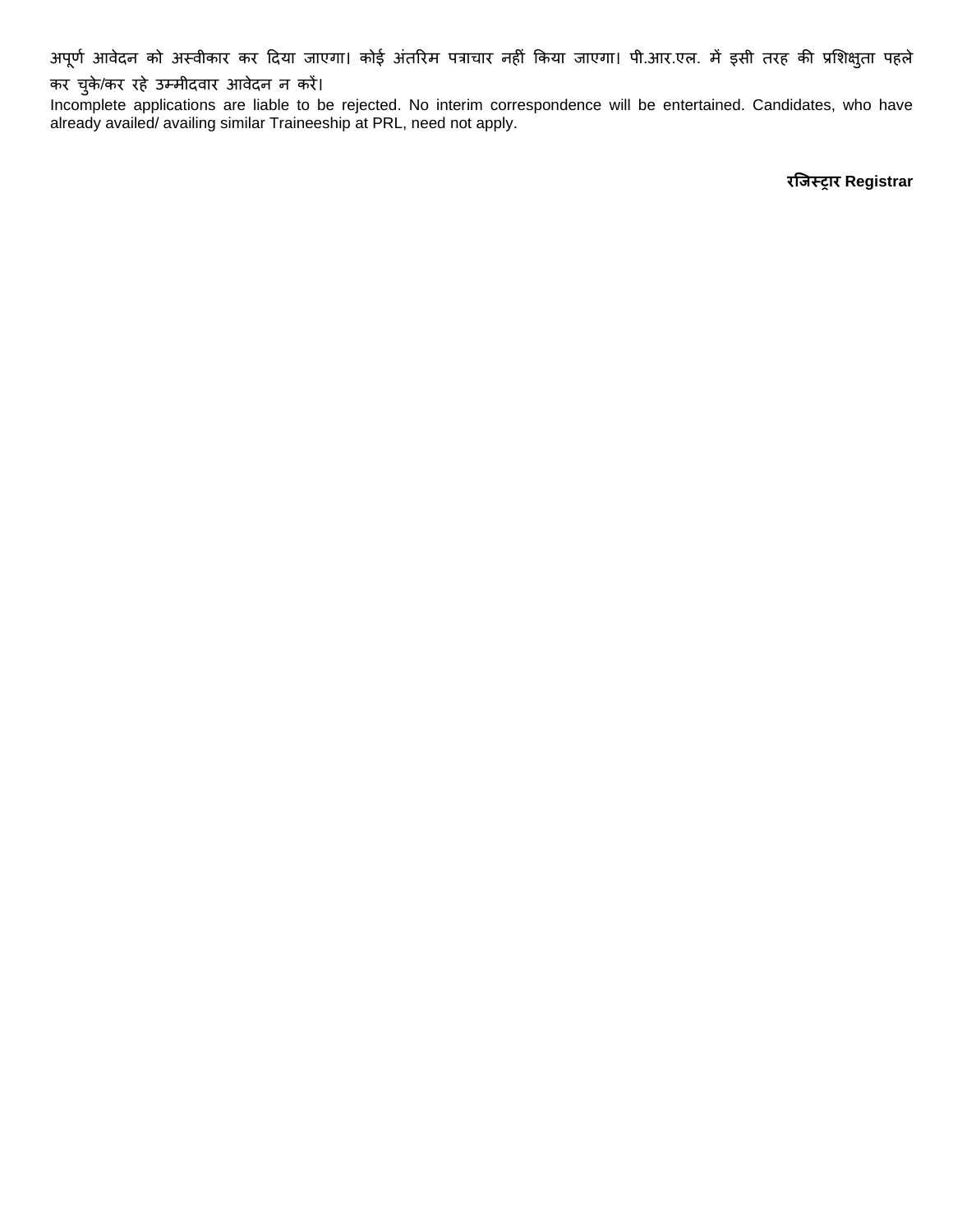अपूर्ण आवेदन को अस्वीकार कर दिया जाएगा। कोई अंतरिम पत्राचार नहीं किया जाएगा। पी.आर.एल. में इसी तरह की प्रशिक्षुता पहले कर चुके/कर रहे उम्मीदवार आवेदन न करें।

Incomplete applications are liable to be rejected. No interim correspondence will be entertained. Candidates, who have already availed/ availing similar Traineeship at PRL, need not apply.

**रजिस्ट्रार Registrar**